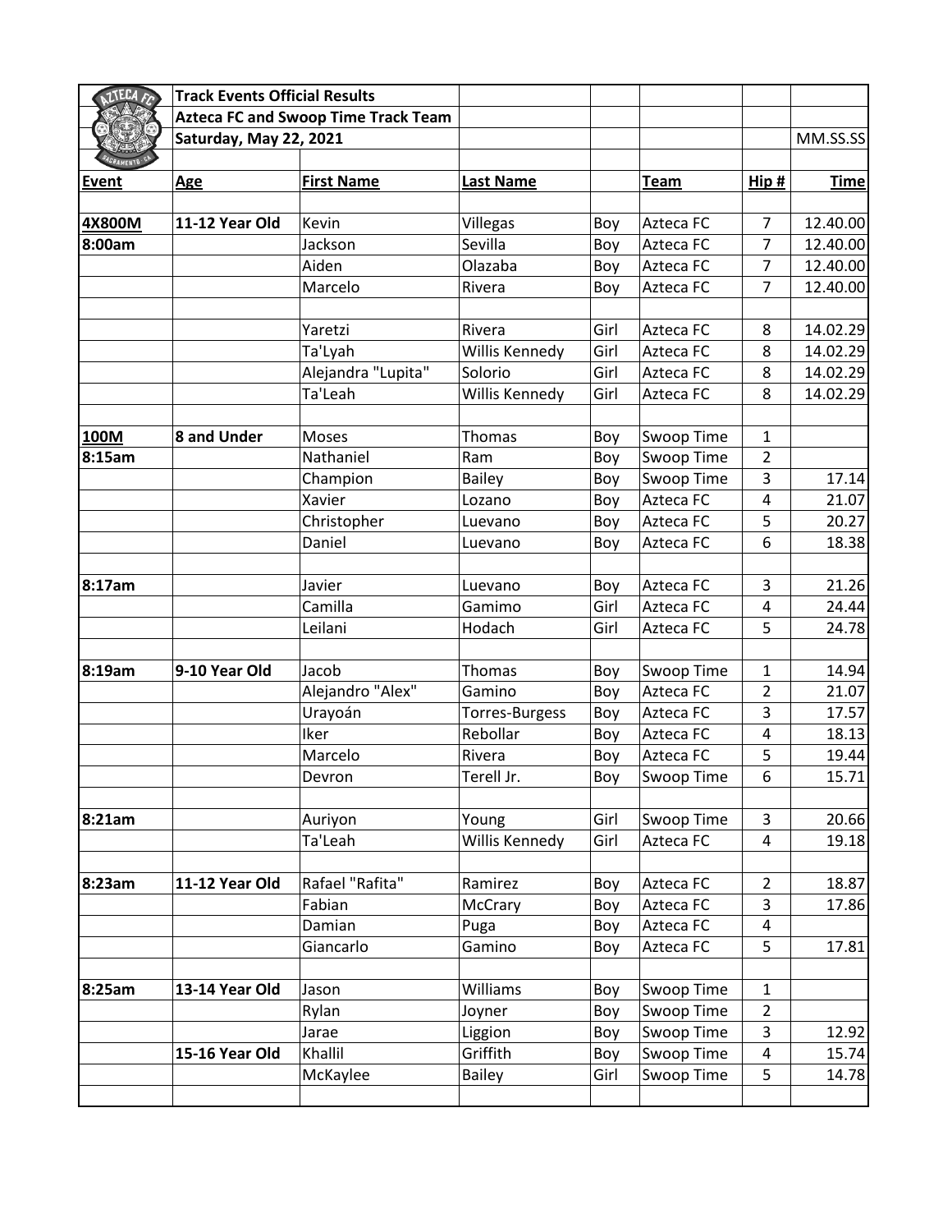**Track Events Official Results**

**Azteca FC and Swoop Time Track Team**

**Saturday, May 22, 2021**

| Event | Age | First Name | Last Name | | Team | Hip # | Time (MM.SS.SS) |
|---|---|---|---|---|---|---|---|
| **4X800M** | **11-12 Year Old** | Kevin | Villegas | Boy | Azteca FC | 7 | 12.40.00 |
| **8:00am** | | Jackson | Sevilla | Boy | Azteca FC | 7 | 12.40.00 |
| | | Aiden | Olazaba | Boy | Azteca FC | 7 | 12.40.00 |
| | | Marcelo | Rivera | Boy | Azteca FC | 7 | 12.40.00 |
| | | | | | | | |
| | | Yaretzi | Rivera | Girl | Azteca FC | 8 | 14.02.29 |
| | | Ta'Lyah | Willis Kennedy | Girl | Azteca FC | 8 | 14.02.29 |
| | | Alejandra "Lupita" | Solorio | Girl | Azteca FC | 8 | 14.02.29 |
| | | Ta'Leah | Willis Kennedy | Girl | Azteca FC | 8 | 14.02.29 |
| | | | | | | | |
| **100M** | **8 and Under** | Moses | Thomas | Boy | Swoop Time | 1 | |
| **8:15am** | | Nathaniel | Ram | Boy | Swoop Time | 2 | |
| | | Champion | Bailey | Boy | Swoop Time | 3 | 17.14 |
| | | Xavier | Lozano | Boy | Azteca FC | 4 | 21.07 |
| | | Christopher | Luevano | Boy | Azteca FC | 5 | 20.27 |
| | | Daniel | Luevano | Boy | Azteca FC | 6 | 18.38 |
| | | | | | | | |
| **8:17am** | | Javier | Luevano | Boy | Azteca FC | 3 | 21.26 |
| | | Camilla | Gamimo | Girl | Azteca FC | 4 | 24.44 |
| | | Leilani | Hodach | Girl | Azteca FC | 5 | 24.78 |
| | | | | | | | |
| **8:19am** | **9-10 Year Old** | Jacob | Thomas | Boy | Swoop Time | 1 | 14.94 |
| | | Alejandro "Alex" | Gamino | Boy | Azteca FC | 2 | 21.07 |
| | | Urayoán | Torres-Burgess | Boy | Azteca FC | 3 | 17.57 |
| | | Iker | Rebollar | Boy | Azteca FC | 4 | 18.13 |
| | | Marcelo | Rivera | Boy | Azteca FC | 5 | 19.44 |
| | | Devron | Terell Jr. | Boy | Swoop Time | 6 | 15.71 |
| | | | | | | | |
| **8:21am** | | Auriyon | Young | Girl | Swoop Time | 3 | 20.66 |
| | | Ta'Leah | Willis Kennedy | Girl | Azteca FC | 4 | 19.18 |
| | | | | | | | |
| **8:23am** | **11-12 Year Old** | Rafael "Rafita" | Ramirez | Boy | Azteca FC | 2 | 18.87 |
| | | Fabian | McCrary | Boy | Azteca FC | 3 | 17.86 |
| | | Damian | Puga | Boy | Azteca FC | 4 | |
| | | Giancarlo | Gamino | Boy | Azteca FC | 5 | 17.81 |
| | | | | | | | |
| **8:25am** | **13-14 Year Old** | Jason | Williams | Boy | Swoop Time | 1 | |
| | | Rylan | Joyner | Boy | Swoop Time | 2 | |
| | | Jarae | Liggion | Boy | Swoop Time | 3 | 12.92 |
| | **15-16 Year Old** | Khallil | Griffith | Boy | Swoop Time | 4 | 15.74 |
| | | McKaylee | Bailey | Girl | Swoop Time | 5 | 14.78 |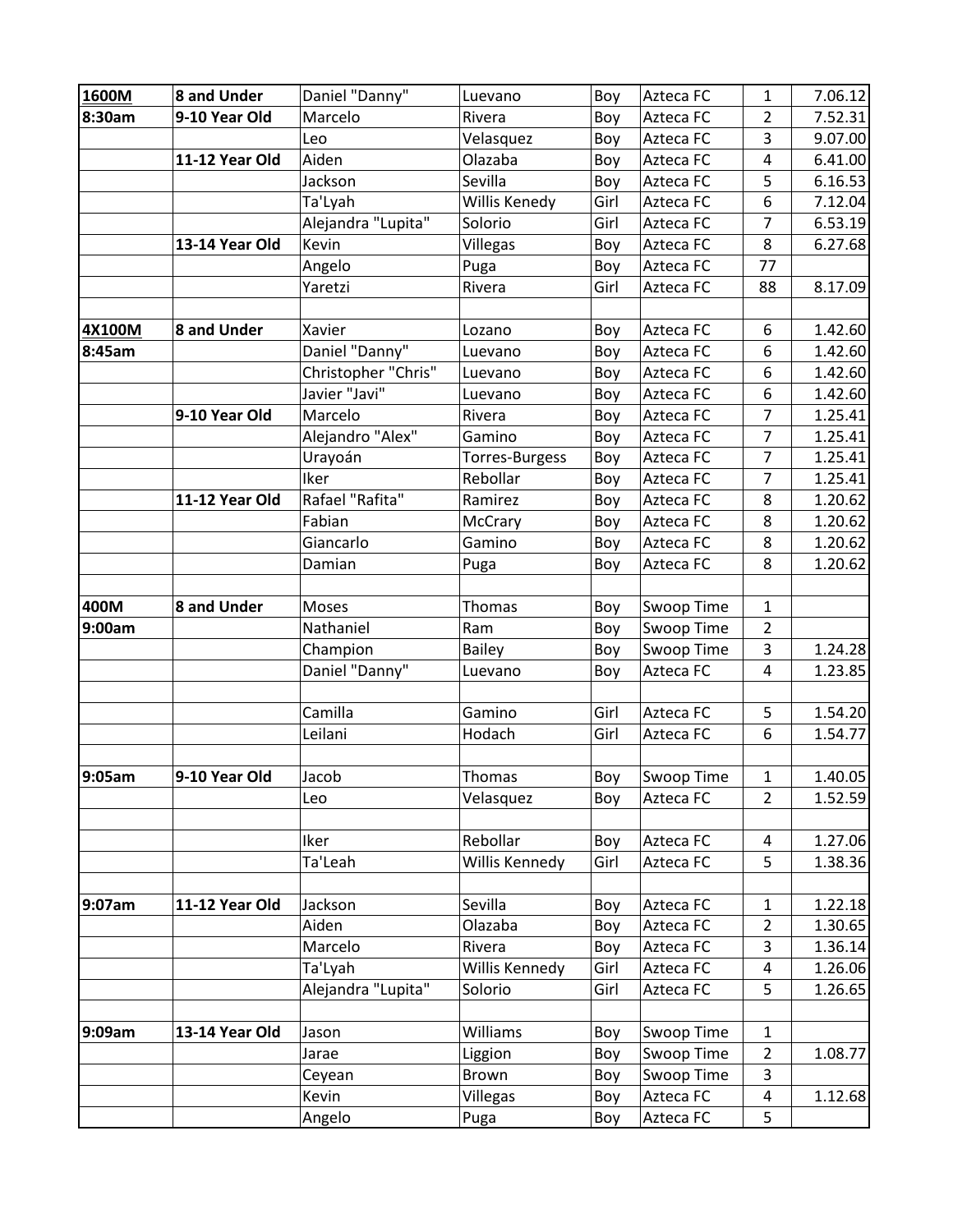| 1600M | 8 and Under | Daniel "Danny" | Luevano | Boy | Azteca FC | 1 | 7.06.12 |
|---|---|---|---|---|---|---|---|
| 8:30am | 9-10 Year Old | Marcelo | Rivera | Boy | Azteca FC | 2 | 7.52.31 |
| | | Leo | Velasquez | Boy | Azteca FC | 3 | 9.07.00 |
| | 11-12 Year Old | Aiden | Olazaba | Boy | Azteca FC | 4 | 6.41.00 |
| | | Jackson | Sevilla | Boy | Azteca FC | 5 | 6.16.53 |
| | | Ta'Lyah | Willis Kenedy | Girl | Azteca FC | 6 | 7.12.04 |
| | | Alejandra "Lupita" | Solorio | Girl | Azteca FC | 7 | 6.53.19 |
| | 13-14 Year Old | Kevin | Villegas | Boy | Azteca FC | 8 | 6.27.68 |
| | | Angelo | Puga | Boy | Azteca FC | 77 | |
| | | Yaretzi | Rivera | Girl | Azteca FC | 88 | 8.17.09 |
| | | | | | | | |
| 4X100M | 8 and Under | Xavier | Lozano | Boy | Azteca FC | 6 | 1.42.60 |
| 8:45am | | Daniel "Danny" | Luevano | Boy | Azteca FC | 6 | 1.42.60 |
| | | Christopher "Chris" | Luevano | Boy | Azteca FC | 6 | 1.42.60 |
| | | Javier "Javi" | Luevano | Boy | Azteca FC | 6 | 1.42.60 |
| | 9-10 Year Old | Marcelo | Rivera | Boy | Azteca FC | 7 | 1.25.41 |
| | | Alejandro "Alex" | Gamino | Boy | Azteca FC | 7 | 1.25.41 |
| | | Urayoán | Torres-Burgess | Boy | Azteca FC | 7 | 1.25.41 |
| | | Iker | Rebollar | Boy | Azteca FC | 7 | 1.25.41 |
| | 11-12 Year Old | Rafael "Rafita" | Ramirez | Boy | Azteca FC | 8 | 1.20.62 |
| | | Fabian | McCrary | Boy | Azteca FC | 8 | 1.20.62 |
| | | Giancarlo | Gamino | Boy | Azteca FC | 8 | 1.20.62 |
| | | Damian | Puga | Boy | Azteca FC | 8 | 1.20.62 |
| | | | | | | | |
| 400M | 8 and Under | Moses | Thomas | Boy | Swoop Time | 1 | |
| 9:00am | | Nathaniel | Ram | Boy | Swoop Time | 2 | |
| | | Champion | Bailey | Boy | Swoop Time | 3 | 1.24.28 |
| | | Daniel "Danny" | Luevano | Boy | Azteca FC | 4 | 1.23.85 |
| | | | | | | | |
| | | Camilla | Gamino | Girl | Azteca FC | 5 | 1.54.20 |
| | | Leilani | Hodach | Girl | Azteca FC | 6 | 1.54.77 |
| | | | | | | | |
| 9:05am | 9-10 Year Old | Jacob | Thomas | Boy | Swoop Time | 1 | 1.40.05 |
| | | Leo | Velasquez | Boy | Azteca FC | 2 | 1.52.59 |
| | | | | | | | |
| | | Iker | Rebollar | Boy | Azteca FC | 4 | 1.27.06 |
| | | Ta'Leah | Willis Kennedy | Girl | Azteca FC | 5 | 1.38.36 |
| | | | | | | | |
| 9:07am | 11-12 Year Old | Jackson | Sevilla | Boy | Azteca FC | 1 | 1.22.18 |
| | | Aiden | Olazaba | Boy | Azteca FC | 2 | 1.30.65 |
| | | Marcelo | Rivera | Boy | Azteca FC | 3 | 1.36.14 |
| | | Ta'Lyah | Willis Kennedy | Girl | Azteca FC | 4 | 1.26.06 |
| | | Alejandra "Lupita" | Solorio | Girl | Azteca FC | 5 | 1.26.65 |
| | | | | | | | |
| 9:09am | 13-14 Year Old | Jason | Williams | Boy | Swoop Time | 1 | |
| | | Jarae | Liggion | Boy | Swoop Time | 2 | 1.08.77 |
| | | Ceyean | Brown | Boy | Swoop Time | 3 | |
| | | Kevin | Villegas | Boy | Azteca FC | 4 | 1.12.68 |
| | | Angelo | Puga | Boy | Azteca FC | 5 | |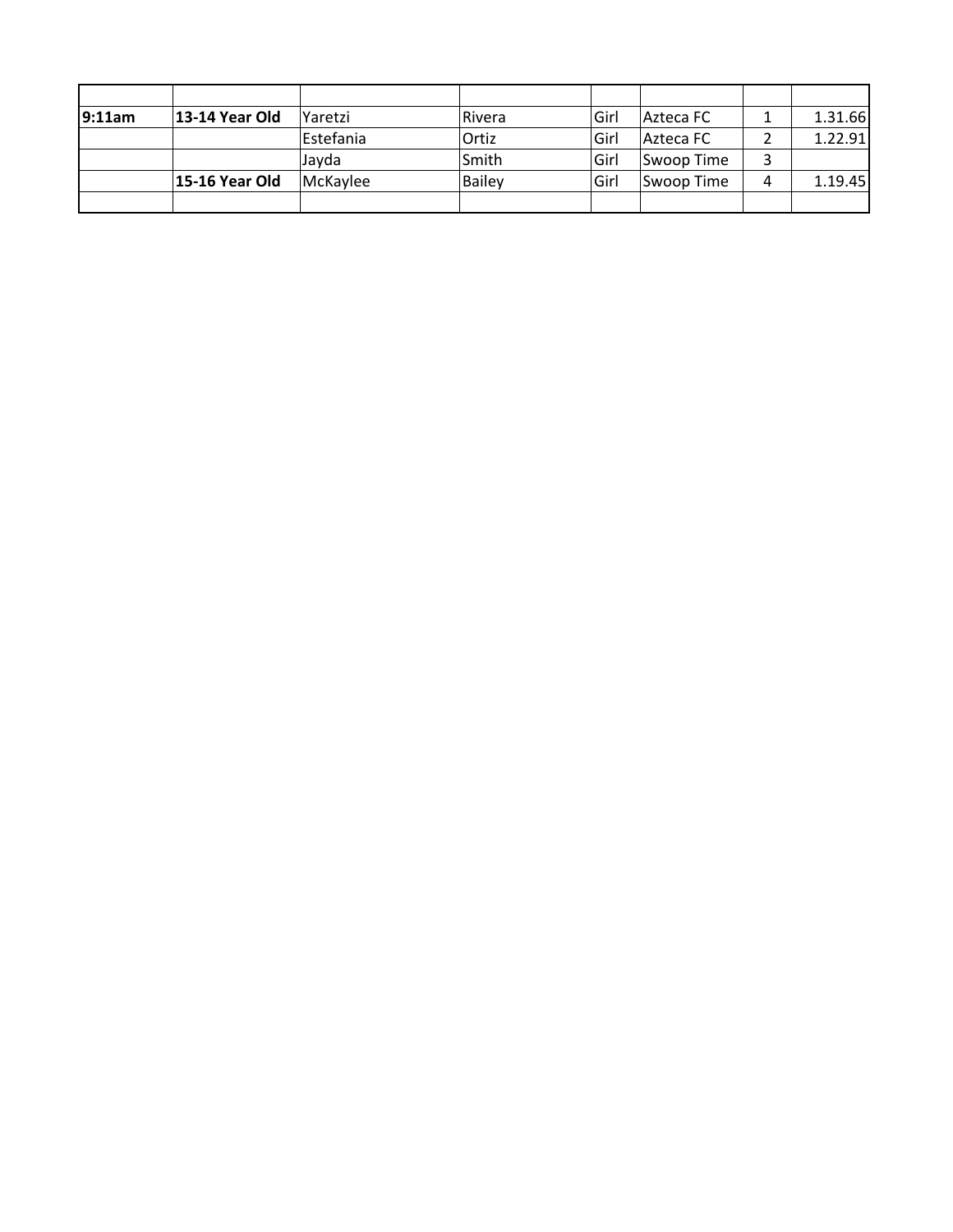| | | | | | | | |
|---|---|---|---|---|---|---|---|
| **9:11am** | **13-14 Year Old** | Yaretzi | Rivera | Girl | Azteca FC | 1 | 1.31.66 |
| | | Estefania | Ortiz | Girl | Azteca FC | 2 | 1.22.91 |
| | | Jayda | Smith | Girl | Swoop Time | 3 | |
| | **15-16 Year Old** | McKaylee | Bailey | Girl | Swoop Time | 4 | 1.19.45 |
| | | | | | | | |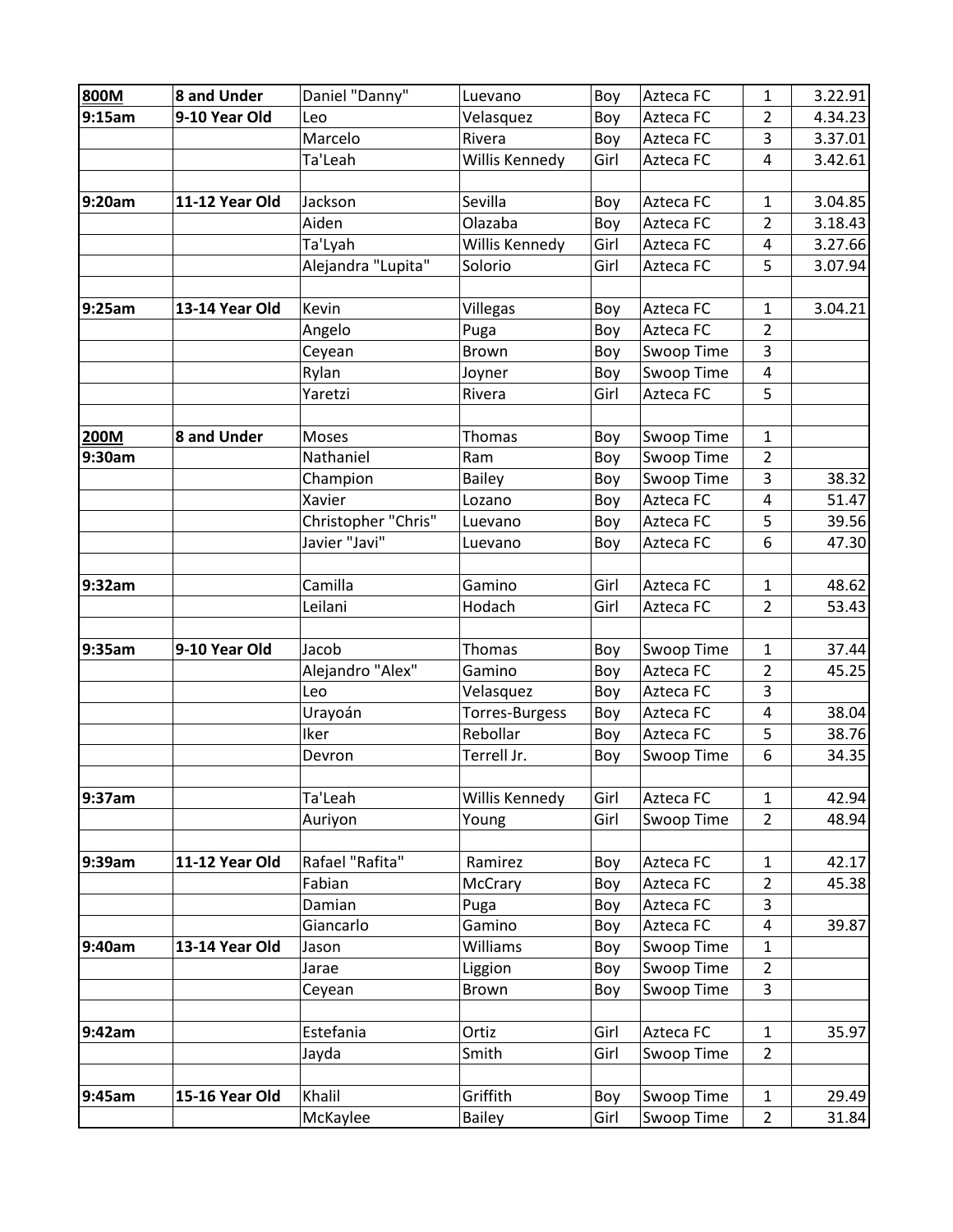| | | | | | | | |
|---|---|---|---|---|---|---|---|
| **800M** | **8 and Under** | Daniel "Danny" | Luevano | Boy | Azteca FC | 1 | 3.22.91 |
| **9:15am** | **9-10 Year Old** | Leo | Velasquez | Boy | Azteca FC | 2 | 4.34.23 |
| | | Marcelo | Rivera | Boy | Azteca FC | 3 | 3.37.01 |
| | | Ta'Leah | Willis Kennedy | Girl | Azteca FC | 4 | 3.42.61 |
| | | | | | | | |
| **9:20am** | **11-12 Year Old** | Jackson | Sevilla | Boy | Azteca FC | 1 | 3.04.85 |
| | | Aiden | Olazaba | Boy | Azteca FC | 2 | 3.18.43 |
| | | Ta'Lyah | Willis Kennedy | Girl | Azteca FC | 4 | 3.27.66 |
| | | Alejandra "Lupita" | Solorio | Girl | Azteca FC | 5 | 3.07.94 |
| | | | | | | | |
| **9:25am** | **13-14 Year Old** | Kevin | Villegas | Boy | Azteca FC | 1 | 3.04.21 |
| | | Angelo | Puga | Boy | Azteca FC | 2 | |
| | | Ceyean | Brown | Boy | Swoop Time | 3 | |
| | | Rylan | Joyner | Boy | Swoop Time | 4 | |
| | | Yaretzi | Rivera | Girl | Azteca FC | 5 | |
| | | | | | | | |
| **200M** | **8 and Under** | Moses | Thomas | Boy | Swoop Time | 1 | |
| **9:30am** | | Nathaniel | Ram | Boy | Swoop Time | 2 | |
| | | Champion | Bailey | Boy | Swoop Time | 3 | 38.32 |
| | | Xavier | Lozano | Boy | Azteca FC | 4 | 51.47 |
| | | Christopher "Chris" | Luevano | Boy | Azteca FC | 5 | 39.56 |
| | | Javier "Javi" | Luevano | Boy | Azteca FC | 6 | 47.30 |
| | | | | | | | |
| **9:32am** | | Camilla | Gamino | Girl | Azteca FC | 1 | 48.62 |
| | | Leilani | Hodach | Girl | Azteca FC | 2 | 53.43 |
| | | | | | | | |
| **9:35am** | **9-10 Year Old** | Jacob | Thomas | Boy | Swoop Time | 1 | 37.44 |
| | | Alejandro "Alex" | Gamino | Boy | Azteca FC | 2 | 45.25 |
| | | Leo | Velasquez | Boy | Azteca FC | 3 | |
| | | Urayoán | Torres-Burgess | Boy | Azteca FC | 4 | 38.04 |
| | | Iker | Rebollar | Boy | Azteca FC | 5 | 38.76 |
| | | Devron | Terrell Jr. | Boy | Swoop Time | 6 | 34.35 |
| | | | | | | | |
| **9:37am** | | Ta'Leah | Willis Kennedy | Girl | Azteca FC | 1 | 42.94 |
| | | Auriyon | Young | Girl | Swoop Time | 2 | 48.94 |
| | | | | | | | |
| **9:39am** | **11-12 Year Old** | Rafael "Rafita" | Ramirez | Boy | Azteca FC | 1 | 42.17 |
| | | Fabian | McCrary | Boy | Azteca FC | 2 | 45.38 |
| | | Damian | Puga | Boy | Azteca FC | 3 | |
| | | Giancarlo | Gamino | Boy | Azteca FC | 4 | 39.87 |
| **9:40am** | **13-14 Year Old** | Jason | Williams | Boy | Swoop Time | 1 | |
| | | Jarae | Liggion | Boy | Swoop Time | 2 | |
| | | Ceyean | Brown | Boy | Swoop Time | 3 | |
| | | | | | | | |
| **9:42am** | | Estefania | Ortiz | Girl | Azteca FC | 1 | 35.97 |
| | | Jayda | Smith | Girl | Swoop Time | 2 | |
| | | | | | | | |
| **9:45am** | **15-16 Year Old** | Khalil | Griffith | Boy | Swoop Time | 1 | 29.49 |
| | | McKaylee | Bailey | Girl | Swoop Time | 2 | 31.84 |